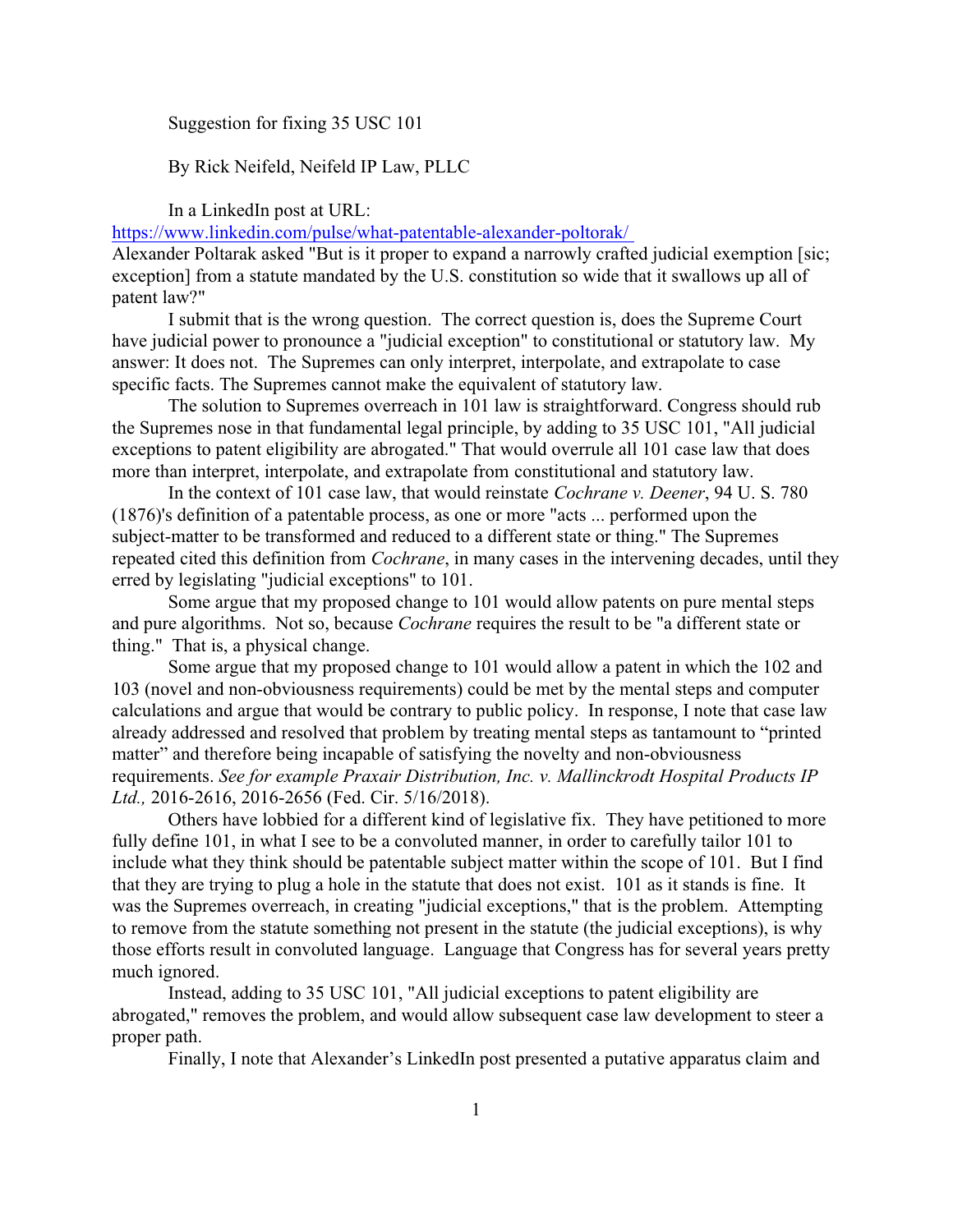Suggestion for fixing 35 USC 101

By Rick Neifeld, Neifeld IP Law, PLLC

In a LinkedIn post at URL:
https://www.linkedin.com/pulse/what-patentable-alexander-poltorak/
Alexander Poltarak asked "But is it proper to expand a narrowly crafted judicial exemption [sic; exception] from a statute mandated by the U.S. constitution so wide that it swallows up all of patent law?"

I submit that is the wrong question. The correct question is, does the Supreme Court have judicial power to pronounce a "judicial exception" to constitutional or statutory law. My answer: It does not. The Supremes can only interpret, interpolate, and extrapolate to case specific facts. The Supremes cannot make the equivalent of statutory law.

The solution to Supremes overreach in 101 law is straightforward. Congress should rub the Supremes nose in that fundamental legal principle, by adding to 35 USC 101, "All judicial exceptions to patent eligibility are abrogated." That would overrule all 101 case law that does more than interpret, interpolate, and extrapolate from constitutional and statutory law.

In the context of 101 case law, that would reinstate *Cochrane v. Deener*, 94 U. S. 780 (1876)'s definition of a patentable process, as one or more "acts ... performed upon the subject-matter to be transformed and reduced to a different state or thing." The Supremes repeated cited this definition from *Cochrane*, in many cases in the intervening decades, until they erred by legislating "judicial exceptions" to 101.

Some argue that my proposed change to 101 would allow patents on pure mental steps and pure algorithms. Not so, because *Cochrane* requires the result to be "a different state or thing." That is, a physical change.

Some argue that my proposed change to 101 would allow a patent in which the 102 and 103 (novel and non-obviousness requirements) could be met by the mental steps and computer calculations and argue that would be contrary to public policy. In response, I note that case law already addressed and resolved that problem by treating mental steps as tantamount to "printed matter" and therefore being incapable of satisfying the novelty and non-obviousness requirements. *See for example Praxair Distribution, Inc. v. Mallinckrodt Hospital Products IP Ltd.,* 2016-2616, 2016-2656 (Fed. Cir. 5/16/2018).

Others have lobbied for a different kind of legislative fix. They have petitioned to more fully define 101, in what I see to be a convoluted manner, in order to carefully tailor 101 to include what they think should be patentable subject matter within the scope of 101. But I find that they are trying to plug a hole in the statute that does not exist. 101 as it stands is fine. It was the Supremes overreach, in creating "judicial exceptions," that is the problem. Attempting to remove from the statute something not present in the statute (the judicial exceptions), is why those efforts result in convoluted language. Language that Congress has for several years pretty much ignored.

Instead, adding to 35 USC 101, "All judicial exceptions to patent eligibility are abrogated," removes the problem, and would allow subsequent case law development to steer a proper path.

Finally, I note that Alexander's LinkedIn post presented a putative apparatus claim and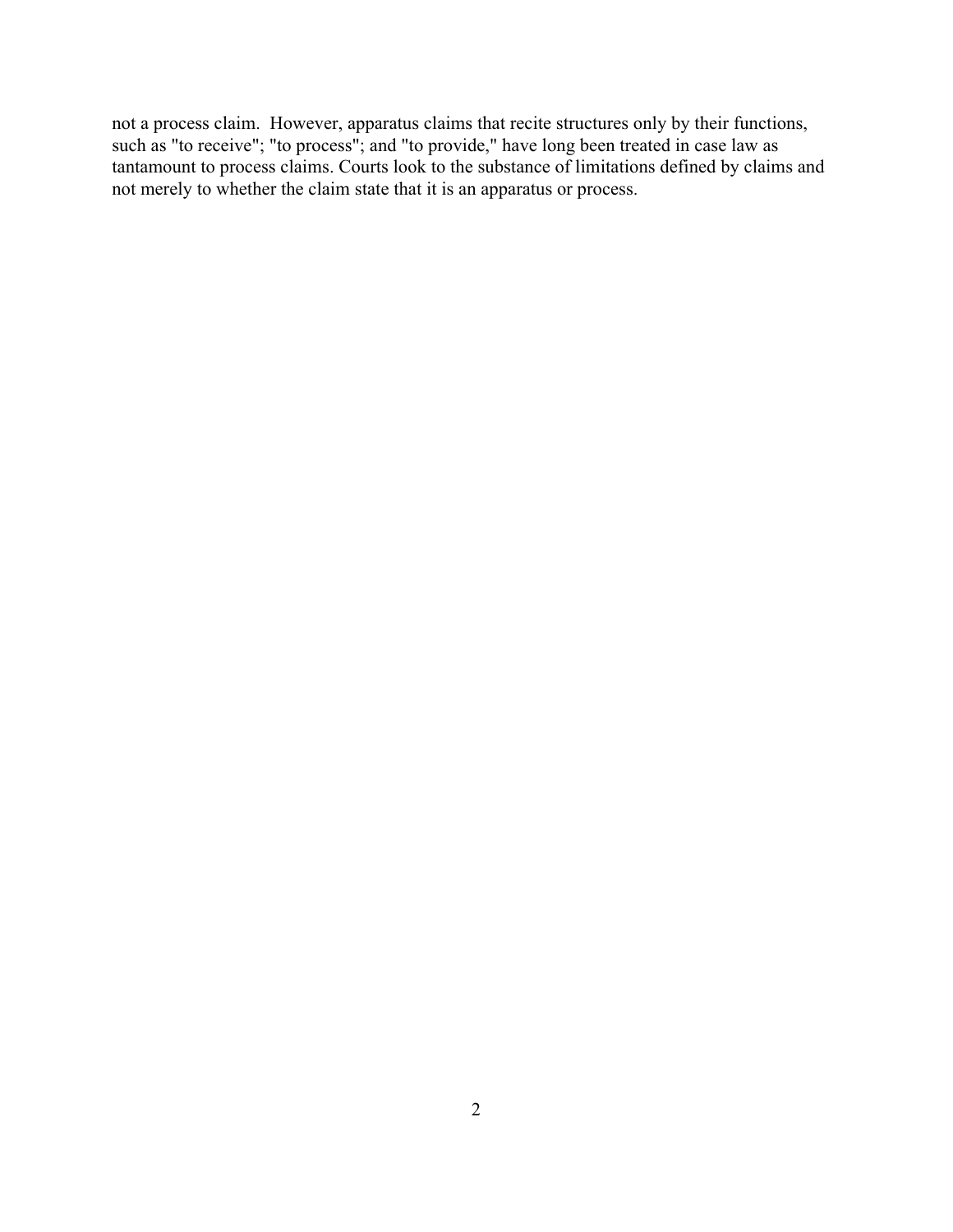not a process claim. However, apparatus claims that recite structures only by their functions, such as "to receive"; "to process"; and "to provide," have long been treated in case law as tantamount to process claims. Courts look to the substance of limitations defined by claims and not merely to whether the claim state that it is an apparatus or process.